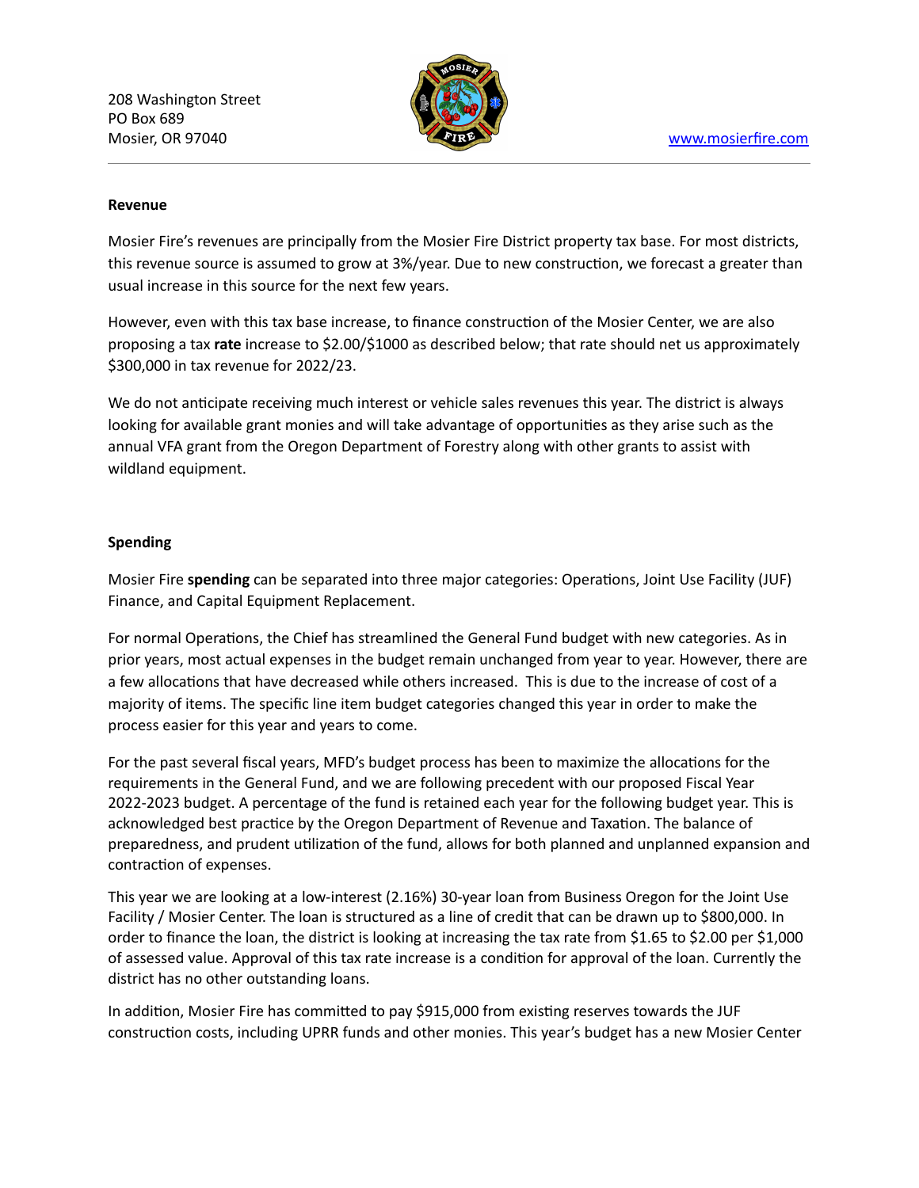208 Washington Street
PO Box 689
Mosier, OR 97040

www.mosierfire.com

**Revenue**

Mosier Fire's revenues are principally from the Mosier Fire District property tax base. For most districts, this revenue source is assumed to grow at 3%/year. Due to new construction, we forecast a greater than usual increase in this source for the next few years.

However, even with this tax base increase, to finance construction of the Mosier Center, we are also proposing a tax **rate** increase to $2.00/$1000 as described below; that rate should net us approximately $300,000 in tax revenue for 2022/23.

We do not anticipate receiving much interest or vehicle sales revenues this year. The district is always looking for available grant monies and will take advantage of opportunities as they arise such as the annual VFA grant from the Oregon Department of Forestry along with other grants to assist with wildland equipment.

**Spending**

Mosier Fire **spending** can be separated into three major categories: Operations, Joint Use Facility (JUF) Finance, and Capital Equipment Replacement.

For normal Operations, the Chief has streamlined the General Fund budget with new categories. As in prior years, most actual expenses in the budget remain unchanged from year to year. However, there are a few allocations that have decreased while others increased. This is due to the increase of cost of a majority of items. The specific line item budget categories changed this year in order to make the process easier for this year and years to come.

For the past several fiscal years, MFD's budget process has been to maximize the allocations for the requirements in the General Fund, and we are following precedent with our proposed Fiscal Year 2022-2023 budget. A percentage of the fund is retained each year for the following budget year. This is acknowledged best practice by the Oregon Department of Revenue and Taxation. The balance of preparedness, and prudent utilization of the fund, allows for both planned and unplanned expansion and contraction of expenses.

This year we are looking at a low-interest (2.16%) 30-year loan from Business Oregon for the Joint Use Facility / Mosier Center. The loan is structured as a line of credit that can be drawn up to $800,000. In order to finance the loan, the district is looking at increasing the tax rate from $1.65 to $2.00 per $1,000 of assessed value. Approval of this tax rate increase is a condition for approval of the loan. Currently the district has no other outstanding loans.

In addition, Mosier Fire has committed to pay $915,000 from existing reserves towards the JUF construction costs, including UPRR funds and other monies. This year's budget has a new Mosier Center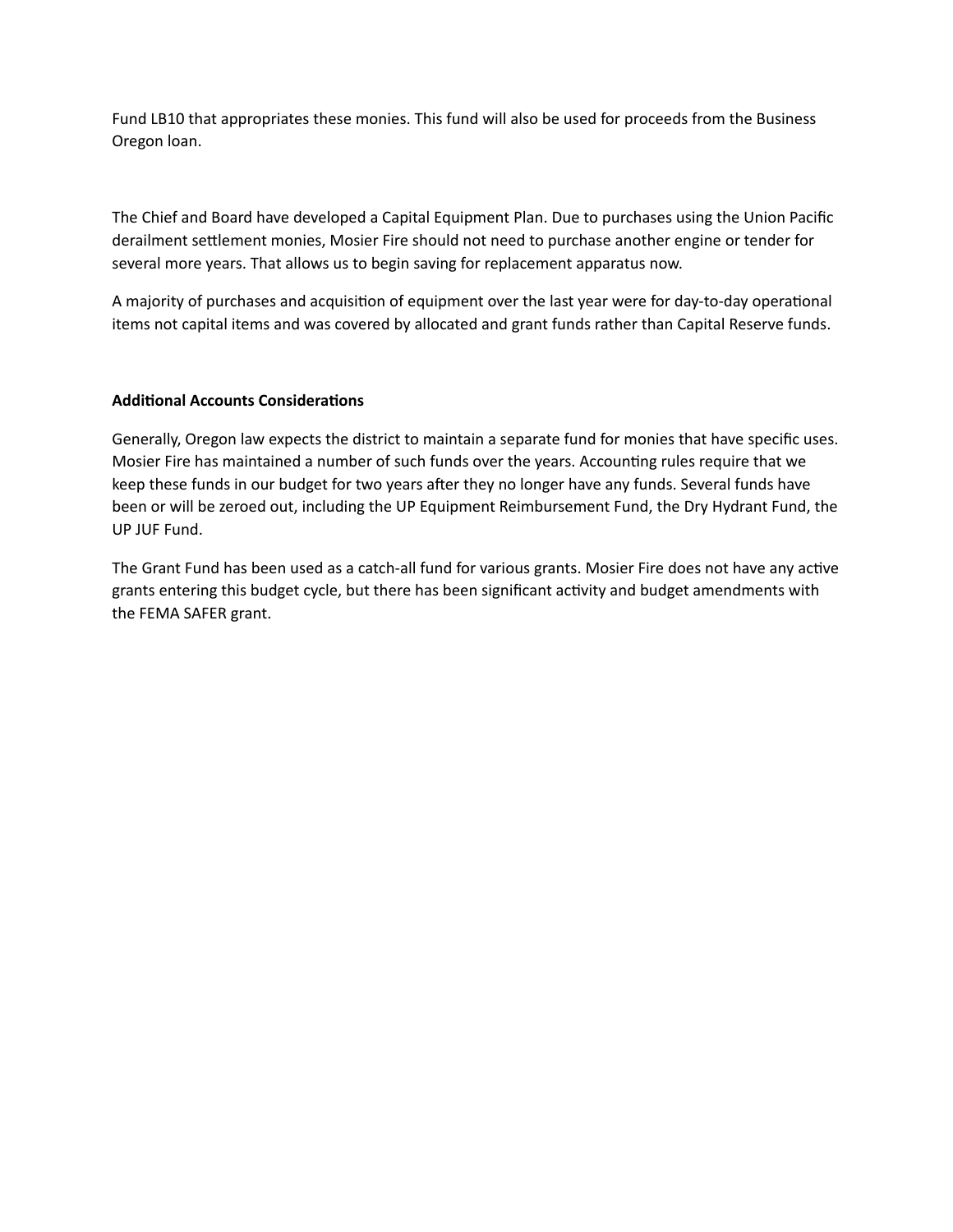Fund LB10 that appropriates these monies. This fund will also be used for proceeds from the Business Oregon loan.

The Chief and Board have developed a Capital Equipment Plan. Due to purchases using the Union Pacific derailment settlement monies, Mosier Fire should not need to purchase another engine or tender for several more years. That allows us to begin saving for replacement apparatus now.

A majority of purchases and acquisition of equipment over the last year were for day-to-day operational items not capital items and was covered by allocated and grant funds rather than Capital Reserve funds.

**Additional Accounts Considerations**

Generally, Oregon law expects the district to maintain a separate fund for monies that have specific uses. Mosier Fire has maintained a number of such funds over the years. Accounting rules require that we keep these funds in our budget for two years after they no longer have any funds. Several funds have been or will be zeroed out, including the UP Equipment Reimbursement Fund, the Dry Hydrant Fund, the UP JUF Fund.

The Grant Fund has been used as a catch-all fund for various grants. Mosier Fire does not have any active grants entering this budget cycle, but there has been significant activity and budget amendments with the FEMA SAFER grant.